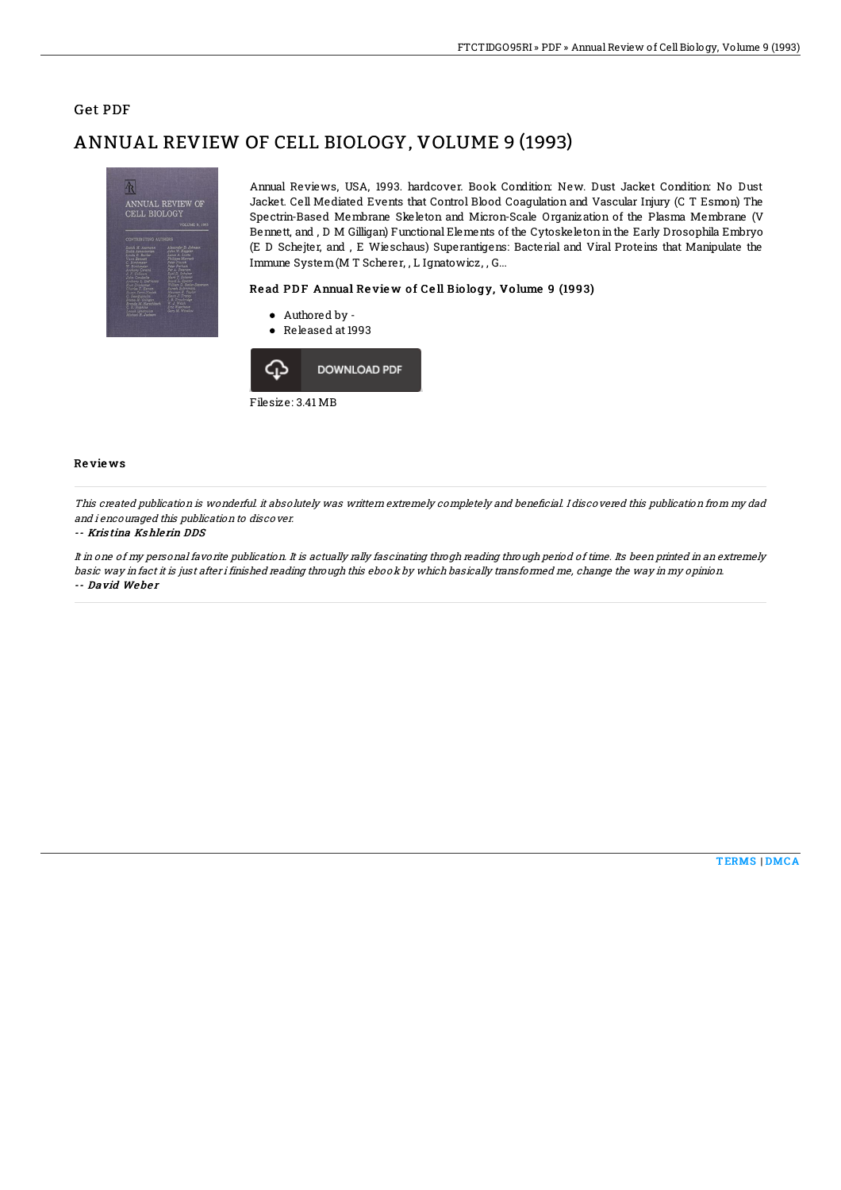## Get PDF

# ANNUAL REVIEW OF CELL BIOLOGY, VOLUME 9 (1993)

Annual Reviews, USA, 1993. hardcover. Book Condition: New. Dust Jacket Condition: No Dust Jacket. Cell Mediated Events that Control Blood Coagulation and Vascular Injury (C T Esmon) The Spectrin-Based Membrane Skeleton and Micron-Scale Organization of the Plasma Membrane (V Bennett, and , D M Gilligan) Functional Elements of the Cytoskeleton in the Early Drosophila Embryo (E D Schejter, and , E Wieschaus) Superantigens: Bacterial and Viral Proteins that Manipulate the Immune System (M T Scherer, , L Ignatowicz, , G...

### Read PDF Annual Review of Cell Biology, Volume 9 (1993)

- Authored by -
- Released at 1993

Filesize: 3.41 MB

### Reviews

*This created publication is wonderful. it absolutely was writtern extremely completely and beneficial. I discovered this publication from my dad and i encouraged this publication to discover.*

-- *Kristina Kshlerin DDS*

*It in one of my personal favorite publication. It is actually rally fascinating throgh reading through period of time. Its been printed in an extremely basic way in fact it is just after i finished reading through this ebook by which basically transformed me, change the way in my opinion.*

-- *David Weber*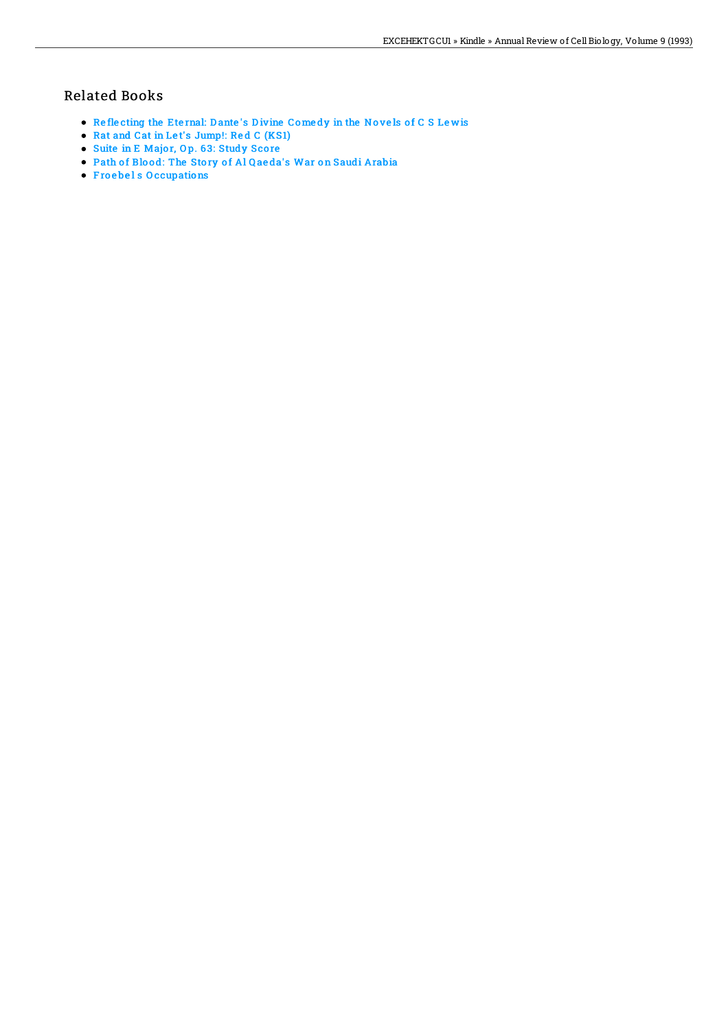## Related Books

- Reflecting the Eternal: Dante's Divine Comedy in the Novels of C S Lewis
- Rat and Cat in Let's Jump!: Red C (KS1)
- Suite in E Major, Op. 63: Study Score
- Path of Blood: The Story of Al Qaeda's War on Saudi Arabia
- Froebel s Occupations